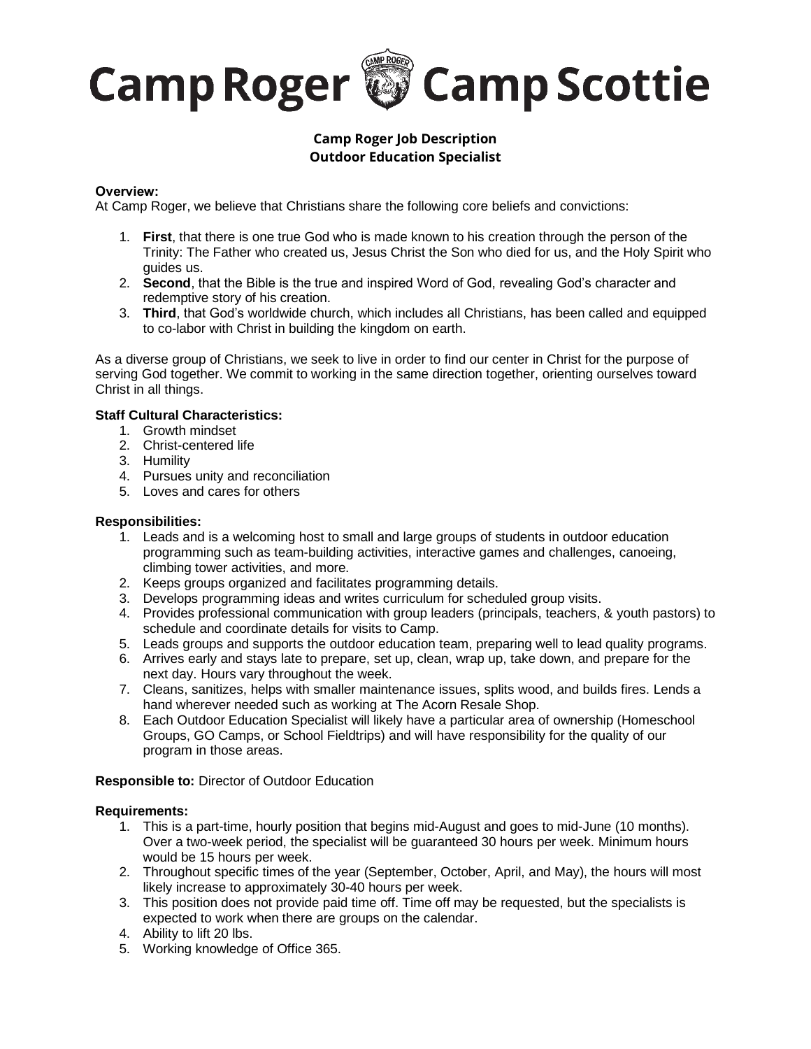# Camp Roger Camp Scottie

## Camp Roger Job Description
## Outdoor Education Specialist

**Overview:**
At Camp Roger, we believe that Christians share the following core beliefs and convictions:

1. **First**, that there is one true God who is made known to his creation through the person of the Trinity: The Father who created us, Jesus Christ the Son who died for us, and the Holy Spirit who guides us.
2. **Second**, that the Bible is the true and inspired Word of God, revealing God's character and redemptive story of his creation.
3. **Third**, that God's worldwide church, which includes all Christians, has been called and equipped to co-labor with Christ in building the kingdom on earth.

As a diverse group of Christians, we seek to live in order to find our center in Christ for the purpose of serving God together. We commit to working in the same direction together, orienting ourselves toward Christ in all things.

**Staff Cultural Characteristics:**
1. Growth mindset
2. Christ-centered life
3. Humility
4. Pursues unity and reconciliation
5. Loves and cares for others

**Responsibilities:**
1. Leads and is a welcoming host to small and large groups of students in outdoor education programming such as team-building activities, interactive games and challenges, canoeing, climbing tower activities, and more.
2. Keeps groups organized and facilitates programming details.
3. Develops programming ideas and writes curriculum for scheduled group visits.
4. Provides professional communication with group leaders (principals, teachers, & youth pastors) to schedule and coordinate details for visits to Camp.
5. Leads groups and supports the outdoor education team, preparing well to lead quality programs.
6. Arrives early and stays late to prepare, set up, clean, wrap up, take down, and prepare for the next day. Hours vary throughout the week.
7. Cleans, sanitizes, helps with smaller maintenance issues, splits wood, and builds fires. Lends a hand wherever needed such as working at The Acorn Resale Shop.
8. Each Outdoor Education Specialist will likely have a particular area of ownership (Homeschool Groups, GO Camps, or School Fieldtrips) and will have responsibility for the quality of our program in those areas.

**Responsible to:** Director of Outdoor Education

**Requirements:**
1. This is a part-time, hourly position that begins mid-August and goes to mid-June (10 months). Over a two-week period, the specialist will be guaranteed 30 hours per week. Minimum hours would be 15 hours per week.
2. Throughout specific times of the year (September, October, April, and May), the hours will most likely increase to approximately 30-40 hours per week.
3. This position does not provide paid time off. Time off may be requested, but the specialists is expected to work when there are groups on the calendar.
4. Ability to lift 20 lbs.
5. Working knowledge of Office 365.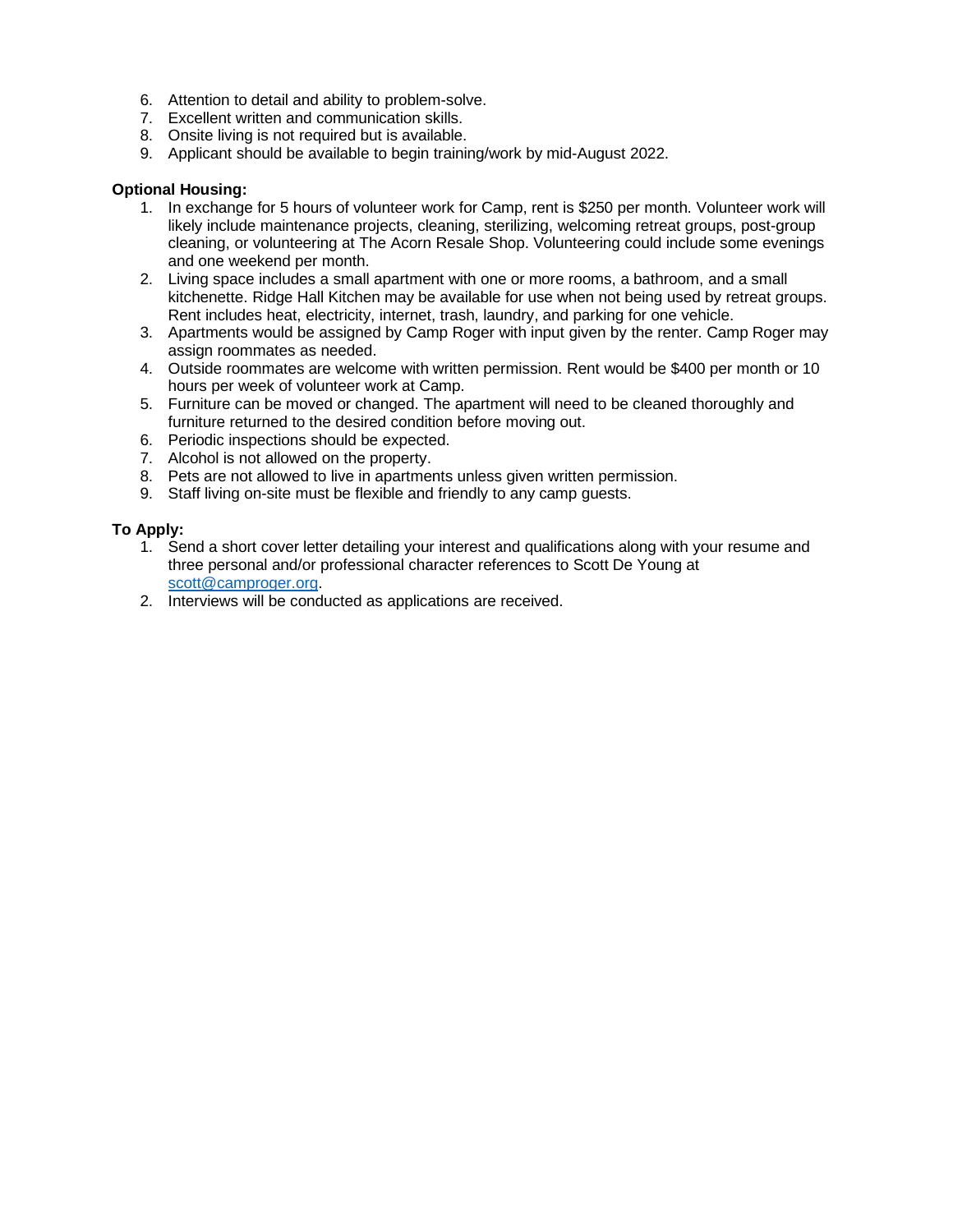6. Attention to detail and ability to problem-solve.
7. Excellent written and communication skills.
8. Onsite living is not required but is available.
9. Applicant should be available to begin training/work by mid-August 2022.

**Optional Housing:**

1. In exchange for 5 hours of volunteer work for Camp, rent is $250 per month. Volunteer work will likely include maintenance projects, cleaning, sterilizing, welcoming retreat groups, post-group cleaning, or volunteering at The Acorn Resale Shop. Volunteering could include some evenings and one weekend per month.
2. Living space includes a small apartment with one or more rooms, a bathroom, and a small kitchenette. Ridge Hall Kitchen may be available for use when not being used by retreat groups. Rent includes heat, electricity, internet, trash, laundry, and parking for one vehicle.
3. Apartments would be assigned by Camp Roger with input given by the renter. Camp Roger may assign roommates as needed.
4. Outside roommates are welcome with written permission. Rent would be $400 per month or 10 hours per week of volunteer work at Camp.
5. Furniture can be moved or changed. The apartment will need to be cleaned thoroughly and furniture returned to the desired condition before moving out.
6. Periodic inspections should be expected.
7. Alcohol is not allowed on the property.
8. Pets are not allowed to live in apartments unless given written permission.
9. Staff living on-site must be flexible and friendly to any camp guests.

**To Apply:**

1. Send a short cover letter detailing your interest and qualifications along with your resume and three personal and/or professional character references to Scott De Young at scott@camproger.org.
2. Interviews will be conducted as applications are received.